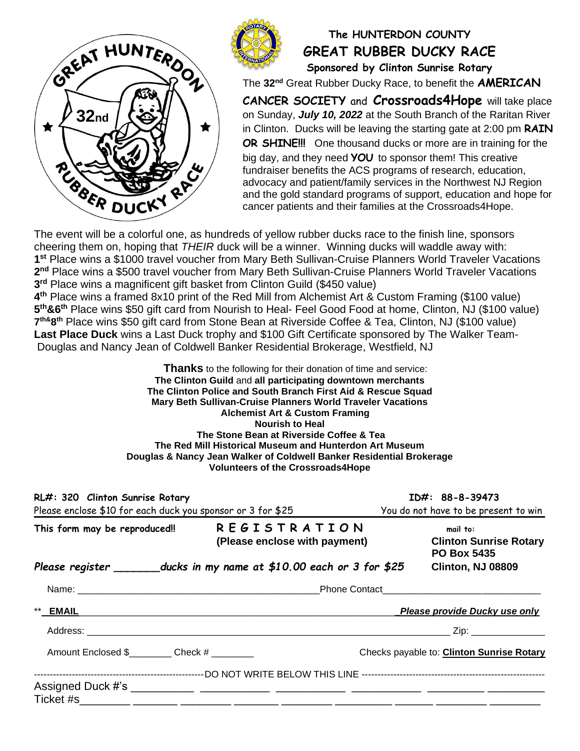# The HUNTERDON COUNTY GREAT RUBBER DUCKY RACE

**Sponsored by Clinton Sunrise Rotary**

The **32nd** Great Rubber Ducky Race, to benefit the **AMERICAN CANCER SOCIETY** and **Crossroads4Hope** will take place on Sunday, ***July 10, 2022*** at the South Branch of the Raritan River in Clinton. Ducks will be leaving the starting gate at 2:00 pm **RAIN OR SHINE!!!** One thousand ducks or more are in training for the big day, and they need ***YOU*** to sponsor them! This creative fundraiser benefits the ACS programs of research, education, advocacy and patient/family services in the Northwest NJ Region and the gold standard programs of support, education and hope for cancer patients and their families at the Crossroads4Hope.

The event will be a colorful one, as hundreds of yellow rubber ducks race to the finish line, sponsors cheering them on, hoping that *THEIR* duck will be a winner. Winning ducks will waddle away with:

**1st** Place wins a $1000 travel voucher from Mary Beth Sullivan-Cruise Planners World Traveler Vacations
**2nd** Place wins a $500 travel voucher from Mary Beth Sullivan-Cruise Planners World Traveler Vacations
**3rd** Place wins a magnificent gift basket from Clinton Guild ($450 value)
**4th** Place wins a framed 8x10 print of the Red Mill from Alchemist Art & Custom Framing ($100 value)
**5th&6th** Place wins $50 gift card from Nourish to Heal- Feel Good Food at home, Clinton, NJ ($100 value)
**7th&8th** Place wins $50 gift card from Stone Bean at Riverside Coffee & Tea, Clinton, NJ ($100 value)
**Last Place Duck** wins a Last Duck trophy and $100 Gift Certificate sponsored by The Walker Team- Douglas and Nancy Jean of Coldwell Banker Residential Brokerage, Westfield, NJ

**Thanks** to the following for their donation of time and service:
**The Clinton Guild** and **all participating downtown merchants**
**The Clinton Police and South Branch First Aid & Rescue Squad**
**Mary Beth Sullivan-Cruise Planners World Traveler Vacations**
**Alchemist Art & Custom Framing**
**Nourish to Heal**
**The Stone Bean at Riverside Coffee & Tea**
**The Red Mill Historical Museum and Hunterdon Art Museum**
**Douglas & Nancy Jean Walker of Coldwell Banker Residential Brokerage**
**Volunteers of the Crossroads4Hope**

**RL#: 320 Clinton Sunrise Rotary** — **ID#: 88-8-39473**
Please enclose $10 for each duck you sponsor or 3 for $25 — You do not have to be present to win

**This form may be reproduced!!**

## REGISTRATION
**(Please enclose with payment)**

mail to:
**Clinton Sunrise Rotary**
**PO Box 5435**
**Clinton, NJ 08809**

***Please register \_\_\_\_\_\_\_ducks in my name at $10.00 each or 3 for $25***

Name: \_\_\_\_\_\_\_\_\_\_\_\_\_\_\_\_\_\_\_\_\_\_\_\_\_\_\_\_\_\_\_\_\_\_\_\_\_\_\_\_ Phone Contact\_\_\_\_\_\_\_\_\_\_\_\_\_\_\_\_\_\_\_\_\_\_\_\_\_\_\_\_

** **EMAIL** \_\_\_\_\_\_\_\_\_\_\_\_\_\_\_\_\_\_\_\_\_\_\_\_\_\_\_\_\_\_\_\_\_\_\_\_\_\_\_\_\_\_\_\_\_\_\_\_\_\_\_\_ ***Please provide Ducky use only***

Address: \_\_\_\_\_\_\_\_\_\_\_\_\_\_\_\_\_\_\_\_\_\_\_\_\_\_\_\_\_\_\_\_\_\_\_\_\_\_\_\_\_\_\_\_\_\_\_\_\_\_\_\_\_\_\_\_\_\_\_\_ Zip: \_\_\_\_\_\_\_\_\_\_\_\_\_

Amount Enclosed $\_\_\_\_\_\_\_\_ Check # \_\_\_\_\_\_\_\_ — Checks payable to: **Clinton Sunrise Rotary**

---------------------------------------------DO NOT WRITE BELOW THIS LINE ---------------------------------------------

Assigned Duck #'s \_\_\_\_\_\_\_\_\_\_ \_\_\_\_\_\_\_\_\_\_ \_\_\_\_\_\_\_\_\_\_ \_\_\_\_\_\_\_\_\_\_ \_\_\_\_\_\_\_\_\_\_ \_\_\_\_\_\_\_\_\_\_
Ticket #s\_\_\_\_\_\_\_\_ \_\_\_\_\_\_\_\_ \_\_\_\_\_\_\_\_ \_\_\_\_\_\_\_\_ \_\_\_\_\_\_\_\_ \_\_\_\_\_\_\_\_ \_\_\_\_\_\_\_\_ \_\_\_\_\_\_\_\_ \_\_\_\_\_\_\_\_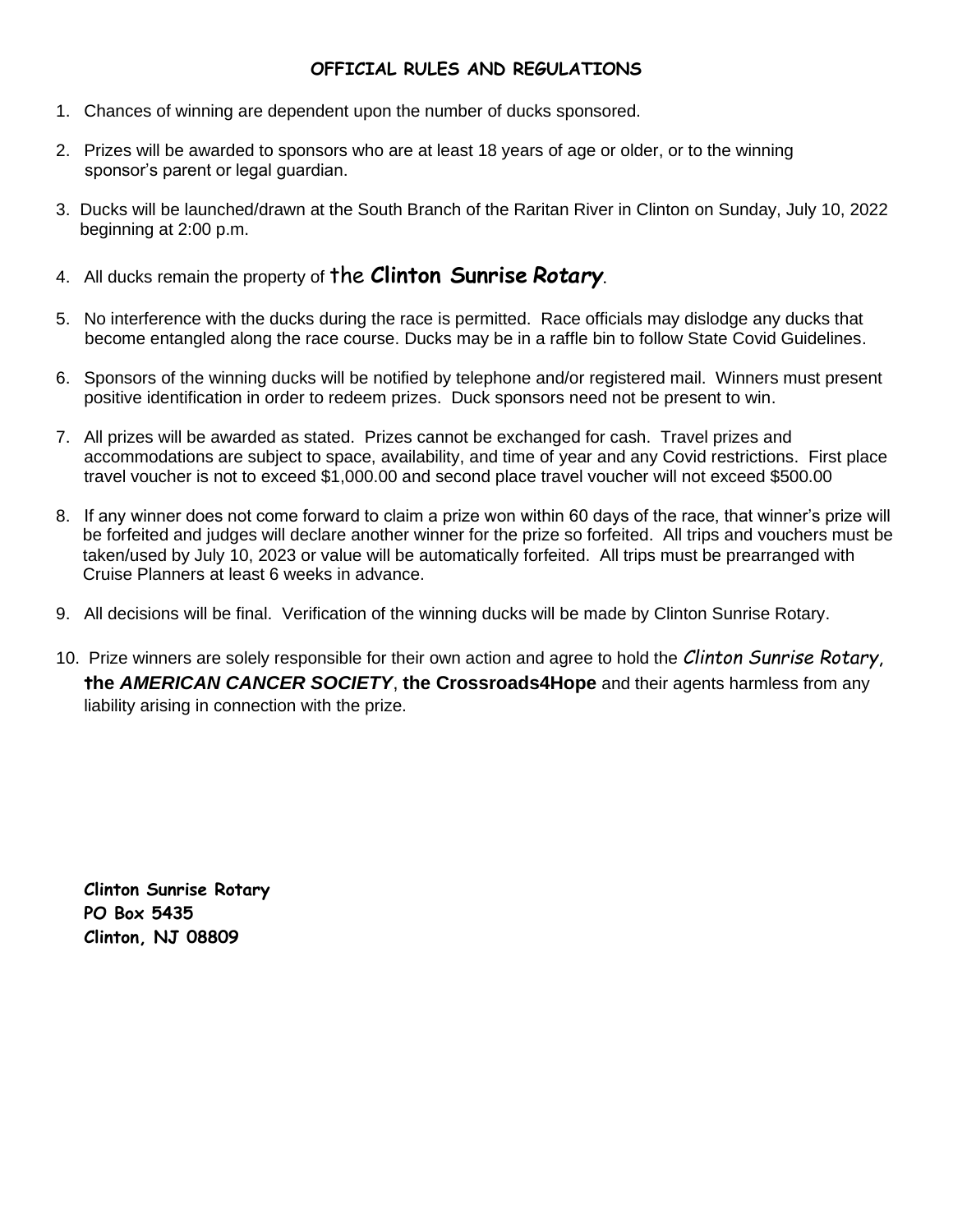## OFFICIAL RULES AND REGULATIONS

1. Chances of winning are dependent upon the number of ducks sponsored.

2. Prizes will be awarded to sponsors who are at least 18 years of age or older, or to the winning sponsor's parent or legal guardian.

3. Ducks will be launched/drawn at the South Branch of the Raritan River in Clinton on Sunday, July 10, 2022 beginning at 2:00 p.m.

4. All ducks remain the property of **the Clinton Sunrise *Rotary***.

5. No interference with the ducks during the race is permitted. Race officials may dislodge any ducks that become entangled along the race course. Ducks may be in a raffle bin to follow State Covid Guidelines.

6. Sponsors of the winning ducks will be notified by telephone and/or registered mail. Winners must present positive identification in order to redeem prizes. Duck sponsors need not be present to win.

7. All prizes will be awarded as stated. Prizes cannot be exchanged for cash. Travel prizes and accommodations are subject to space, availability, and time of year and any Covid restrictions. First place travel voucher is not to exceed $1,000.00 and second place travel voucher will not exceed $500.00

8. If any winner does not come forward to claim a prize won within 60 days of the race, that winner's prize will be forfeited and judges will declare another winner for the prize so forfeited. All trips and vouchers must be taken/used by July 10, 2023 or value will be automatically forfeited. All trips must be prearranged with Cruise Planners at least 6 weeks in advance.

9. All decisions will be final. Verification of the winning ducks will be made by Clinton Sunrise Rotary.

10. Prize winners are solely responsible for their own action and agree to hold the *Clinton Sunrise Rotary*, **the *AMERICAN CANCER SOCIETY***, **the Crossroads4Hope** and their agents harmless from any liability arising in connection with the prize.

**Clinton Sunrise Rotary**
**PO Box 5435**
**Clinton, NJ 08809**